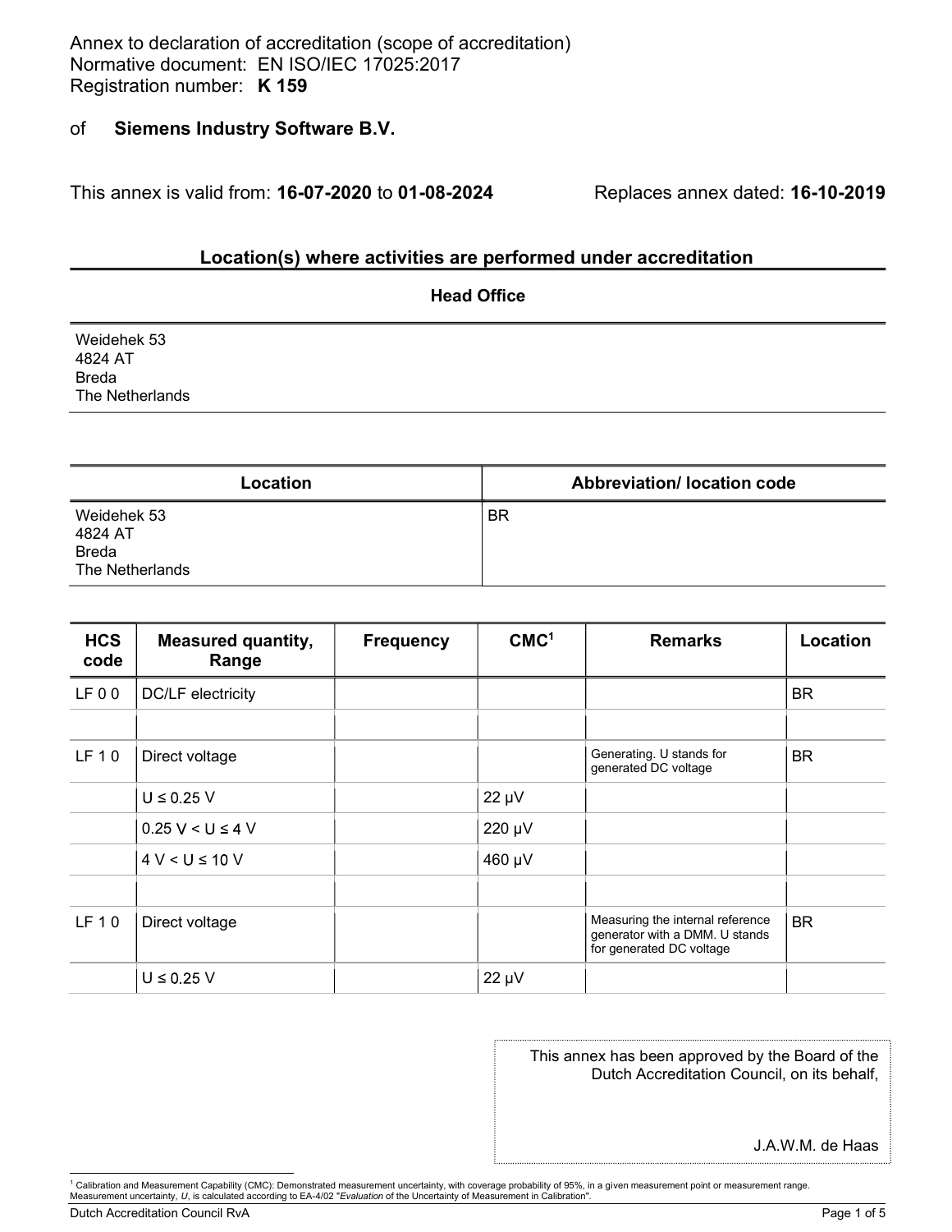Annex to declaration of accreditation (scope of accreditation)
Normative document: EN ISO/IEC 17025:2017
Registration number: **K 159**

of **Siemens Industry Software B.V.**

This annex is valid from: **16-07-2020** to **01-08-2024** Replaces annex dated: **16-10-2019**

## Location(s) where activities are performed under accreditation

| Head Office |
|---|
| Weidehek 53<br>4824 AT<br>Breda<br>The Netherlands |

| Location | Abbreviation/ location code |
|---|---|
| Weidehek 53<br>4824 AT<br>Breda<br>The Netherlands | BR |

| HCS code | Measured quantity, Range | Frequency | CMC[1] | Remarks | Location |
|---|---|---|---|---|---|
| LF 0 0 | DC/LF electricity | | | | BR |
| | | | | | |
| LF 1 0 | Direct voltage | | | Generating. U stands for generated DC voltage | BR |
| | U ≤ 0.25 V | | 22 µV | | |
| | 0.25 V < U ≤ 4 V | | 220 µV | | |
| | 4 V < U ≤ 10 V | | 460 µV | | |
| | | | | | |
| LF 1 0 | Direct voltage | | | Measuring the internal reference generator with a DMM. U stands for generated DC voltage | BR |
| | U ≤ 0.25 V | | 22 µV | | |

This annex has been approved by the Board of the Dutch Accreditation Council, on its behalf,

J.A.W.M. de Haas

[1] Calibration and Measurement Capability (CMC): Demonstrated measurement uncertainty, with coverage probability of 95%, in a given measurement point or measurement range. Measurement uncertainty, *U*, is calculated according to EA-4/02 "*Evaluation* of the Uncertainty of Measurement in Calibration".

Dutch Accreditation Council RvA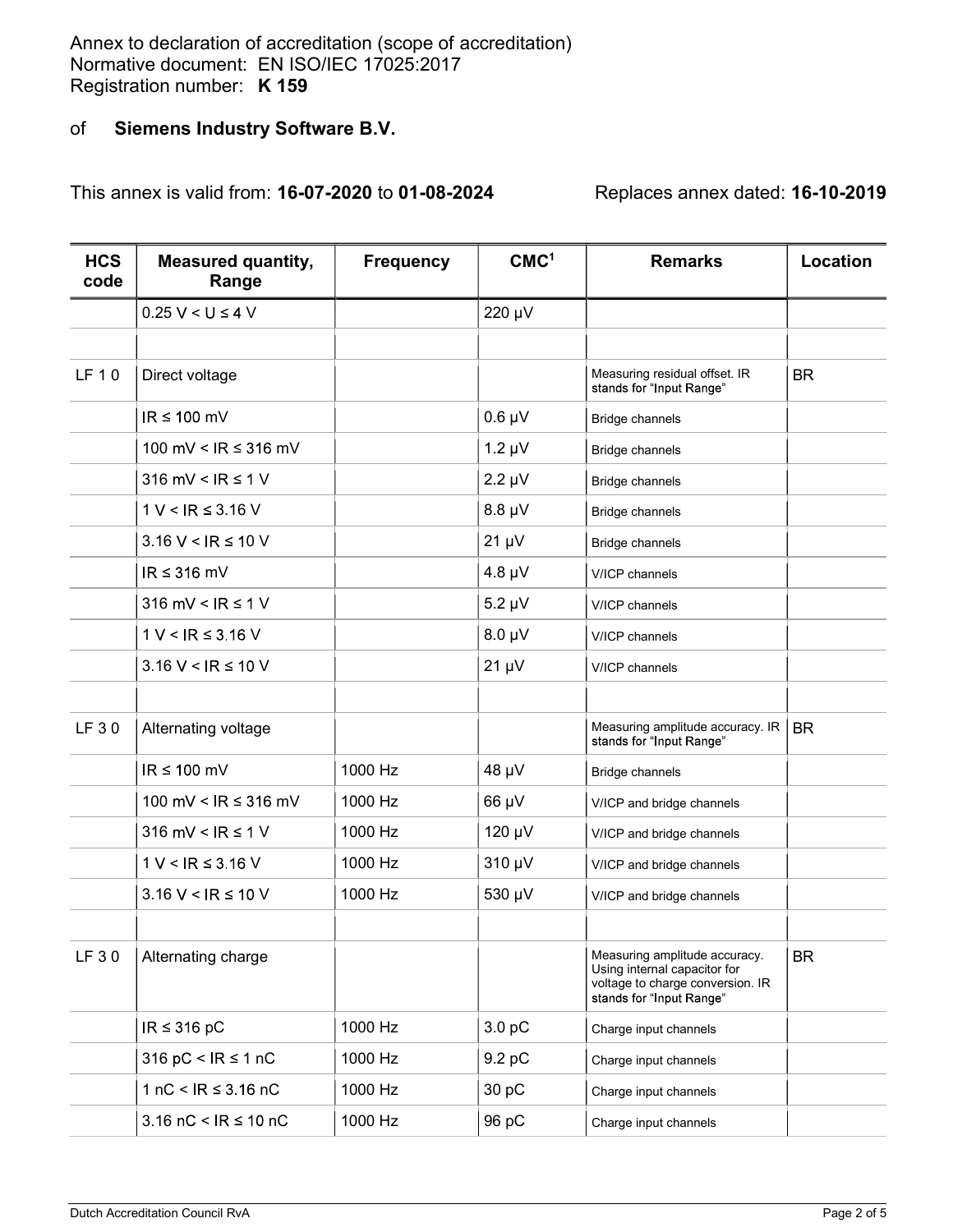Annex to declaration of accreditation (scope of accreditation)
Normative document: EN ISO/IEC 17025:2017
Registration number: **K 159**

of **Siemens Industry Software B.V.**

This annex is valid from: **16-07-2020** to **01-08-2024** Replaces annex dated: **16-10-2019**

| HCS code | Measured quantity, Range | Frequency | CMC[1] | Remarks | Location |
|---|---|---|---|---|---|
| | 0.25 V < U ≤ 4 V | | 220 µV | | |
| | | | | | |
| LF 1 0 | Direct voltage | | | Measuring residual offset. IR stands for “Input Range” | BR |
| | IR ≤ 100 mV | | 0.6 µV | Bridge channels | |
| | 100 mV < IR ≤ 316 mV | | 1.2 µV | Bridge channels | |
| | 316 mV < IR ≤ 1 V | | 2.2 µV | Bridge channels | |
| | 1 V < IR ≤ 3.16 V | | 8.8 µV | Bridge channels | |
| | 3.16 V < IR ≤ 10 V | | 21 µV | Bridge channels | |
| | IR ≤ 316 mV | | 4.8 µV | V/ICP channels | |
| | 316 mV < IR ≤ 1 V | | 5.2 µV | V/ICP channels | |
| | 1 V < IR ≤ 3.16 V | | 8.0 µV | V/ICP channels | |
| | 3.16 V < IR ≤ 10 V | | 21 µV | V/ICP channels | |
| | | | | | |
| LF 3 0 | Alternating voltage | | | Measuring amplitude accuracy. IR stands for “Input Range” | BR |
| | IR ≤ 100 mV | 1000 Hz | 48 µV | Bridge channels | |
| | 100 mV < IR ≤ 316 mV | 1000 Hz | 66 µV | V/ICP and bridge channels | |
| | 316 mV < IR ≤ 1 V | 1000 Hz | 120 µV | V/ICP and bridge channels | |
| | 1 V < IR ≤ 3.16 V | 1000 Hz | 310 µV | V/ICP and bridge channels | |
| | 3.16 V < IR ≤ 10 V | 1000 Hz | 530 µV | V/ICP and bridge channels | |
| | | | | | |
| LF 3 0 | Alternating charge | | | Measuring amplitude accuracy. Using internal capacitor for voltage to charge conversion. IR stands for “Input Range” | BR |
| | IR ≤ 316 pC | 1000 Hz | 3.0 pC | Charge input channels | |
| | 316 pC < IR ≤ 1 nC | 1000 Hz | 9.2 pC | Charge input channels | |
| | 1 nC < IR ≤ 3.16 nC | 1000 Hz | 30 pC | Charge input channels | |
| | 3.16 nC < IR ≤ 10 nC | 1000 Hz | 96 pC | Charge input channels | |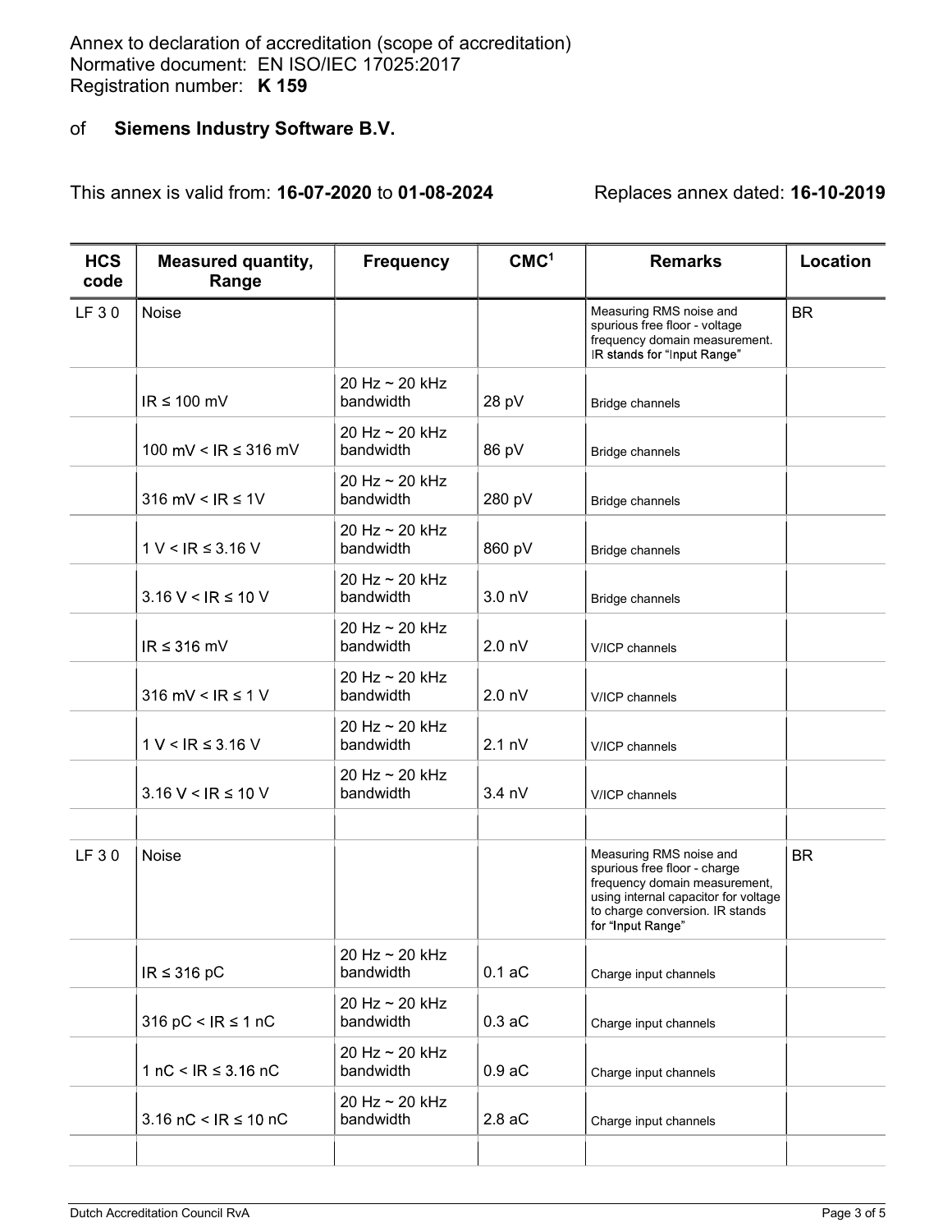Annex to declaration of accreditation (scope of accreditation)
Normative document: EN ISO/IEC 17025:2017
Registration number: **K 159**

of **Siemens Industry Software B.V.**

This annex is valid from: **16-07-2020** to **01-08-2024** Replaces annex dated: **16-10-2019**

| HCS code | Measured quantity, Range | Frequency | CMC[1] | Remarks | Location |
|---|---|---|---|---|---|
| LF 3 0 | Noise | | | Measuring RMS noise and spurious free floor - voltage frequency domain measurement. IR stands for "Input Range" | BR |
| | IR ≤ 100 mV | 20 Hz ~ 20 kHz bandwidth | 28 pV | Bridge channels | |
| | 100 mV < IR ≤ 316 mV | 20 Hz ~ 20 kHz bandwidth | 86 pV | Bridge channels | |
| | 316 mV < IR ≤ 1V | 20 Hz ~ 20 kHz bandwidth | 280 pV | Bridge channels | |
| | 1 V < IR ≤ 3.16 V | 20 Hz ~ 20 kHz bandwidth | 860 pV | Bridge channels | |
| | 3.16 V < IR ≤ 10 V | 20 Hz ~ 20 kHz bandwidth | 3.0 nV | Bridge channels | |
| | IR ≤ 316 mV | 20 Hz ~ 20 kHz bandwidth | 2.0 nV | V/ICP channels | |
| | 316 mV < IR ≤ 1 V | 20 Hz ~ 20 kHz bandwidth | 2.0 nV | V/ICP channels | |
| | 1 V < IR ≤ 3.16 V | 20 Hz ~ 20 kHz bandwidth | 2.1 nV | V/ICP channels | |
| | 3.16 V < IR ≤ 10 V | 20 Hz ~ 20 kHz bandwidth | 3.4 nV | V/ICP channels | |
| | | | | | |
| LF 3 0 | Noise | | | Measuring RMS noise and spurious free floor - charge frequency domain measurement, using internal capacitor for voltage to charge conversion. IR stands for "Input Range" | BR |
| | IR ≤ 316 pC | 20 Hz ~ 20 kHz bandwidth | 0.1 aC | Charge input channels | |
| | 316 pC < IR ≤ 1 nC | 20 Hz ~ 20 kHz bandwidth | 0.3 aC | Charge input channels | |
| | 1 nC < IR ≤ 3.16 nC | 20 Hz ~ 20 kHz bandwidth | 0.9 aC | Charge input channels | |
| | 3.16 nC < IR ≤ 10 nC | 20 Hz ~ 20 kHz bandwidth | 2.8 aC | Charge input channels | |
| | | | | | |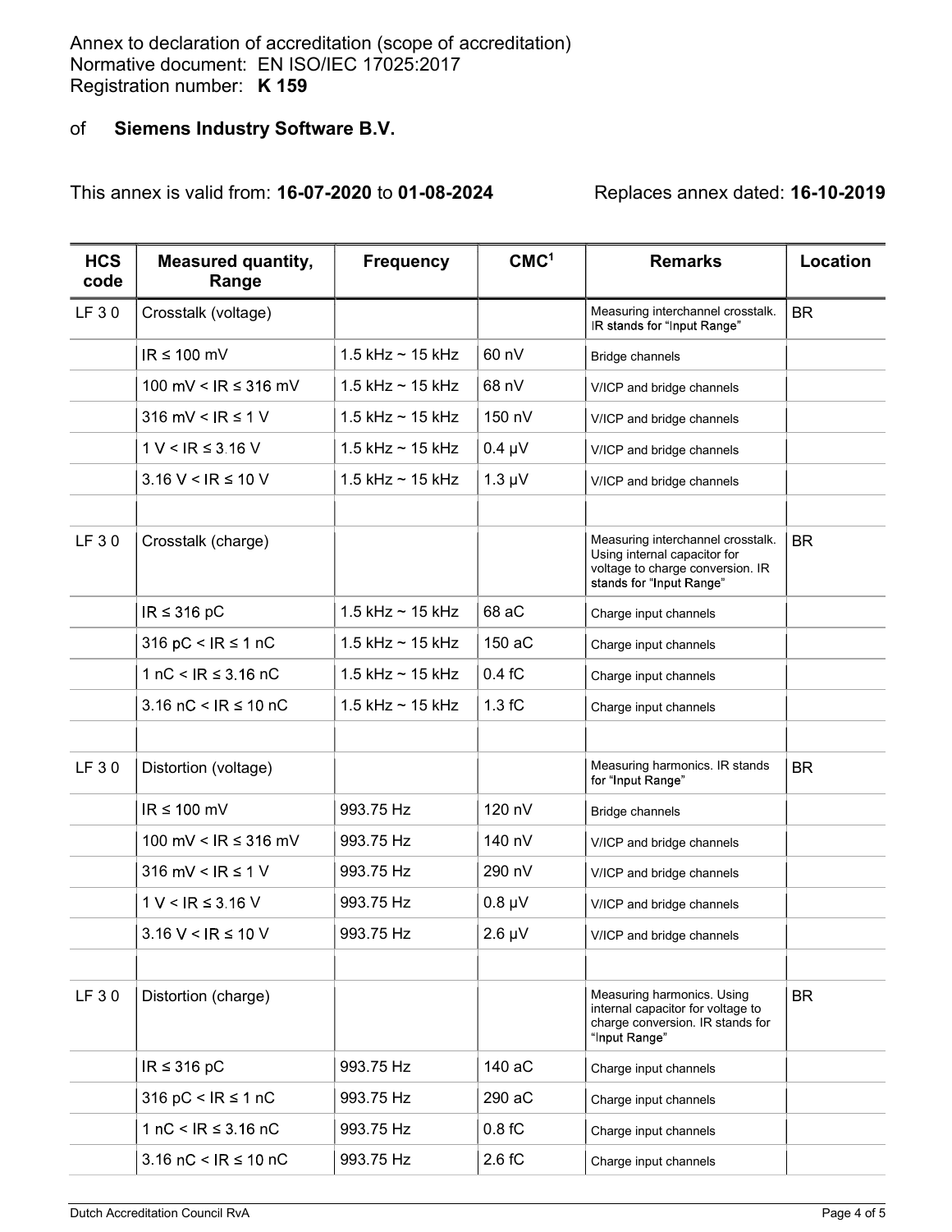Annex to declaration of accreditation (scope of accreditation)
Normative document: EN ISO/IEC 17025:2017
Registration number: **K 159**

of **Siemens Industry Software B.V.**

This annex is valid from: **16-07-2020** to **01-08-2024** Replaces annex dated: **16-10-2019**

| HCS code | Measured quantity, Range | Frequency | CMC[1] | Remarks | Location |
|---|---|---|---|---|---|
| LF 3 0 | Crosstalk (voltage) | | | Measuring interchannel crosstalk. IR stands for "Input Range" | BR |
| | IR ≤ 100 mV | 1.5 kHz ~ 15 kHz | 60 nV | Bridge channels | |
| | 100 mV < IR ≤ 316 mV | 1.5 kHz ~ 15 kHz | 68 nV | V/ICP and bridge channels | |
| | 316 mV < IR ≤ 1 V | 1.5 kHz ~ 15 kHz | 150 nV | V/ICP and bridge channels | |
| | 1 V < IR ≤ 3.16 V | 1.5 kHz ~ 15 kHz | 0.4 µV | V/ICP and bridge channels | |
| | 3.16 V < IR ≤ 10 V | 1.5 kHz ~ 15 kHz | 1.3 µV | V/ICP and bridge channels | |
| | | | | | |
| LF 3 0 | Crosstalk (charge) | | | Measuring interchannel crosstalk. Using internal capacitor for voltage to charge conversion. IR stands for "Input Range" | BR |
| | IR ≤ 316 pC | 1.5 kHz ~ 15 kHz | 68 aC | Charge input channels | |
| | 316 pC < IR ≤ 1 nC | 1.5 kHz ~ 15 kHz | 150 aC | Charge input channels | |
| | 1 nC < IR ≤ 3.16 nC | 1.5 kHz ~ 15 kHz | 0.4 fC | Charge input channels | |
| | 3.16 nC < IR ≤ 10 nC | 1.5 kHz ~ 15 kHz | 1.3 fC | Charge input channels | |
| | | | | | |
| LF 3 0 | Distortion (voltage) | | | Measuring harmonics. IR stands for "Input Range" | BR |
| | IR ≤ 100 mV | 993.75 Hz | 120 nV | Bridge channels | |
| | 100 mV < IR ≤ 316 mV | 993.75 Hz | 140 nV | V/ICP and bridge channels | |
| | 316 mV < IR ≤ 1 V | 993.75 Hz | 290 nV | V/ICP and bridge channels | |
| | 1 V < IR ≤ 3.16 V | 993.75 Hz | 0.8 µV | V/ICP and bridge channels | |
| | 3.16 V < IR ≤ 10 V | 993.75 Hz | 2.6 µV | V/ICP and bridge channels | |
| | | | | | |
| LF 3 0 | Distortion (charge) | | | Measuring harmonics. Using internal capacitor for voltage to charge conversion. IR stands for "Input Range" | BR |
| | IR ≤ 316 pC | 993.75 Hz | 140 aC | Charge input channels | |
| | 316 pC < IR ≤ 1 nC | 993.75 Hz | 290 aC | Charge input channels | |
| | 1 nC < IR ≤ 3.16 nC | 993.75 Hz | 0.8 fC | Charge input channels | |
| | 3.16 nC < IR ≤ 10 nC | 993.75 Hz | 2.6 fC | Charge input channels | |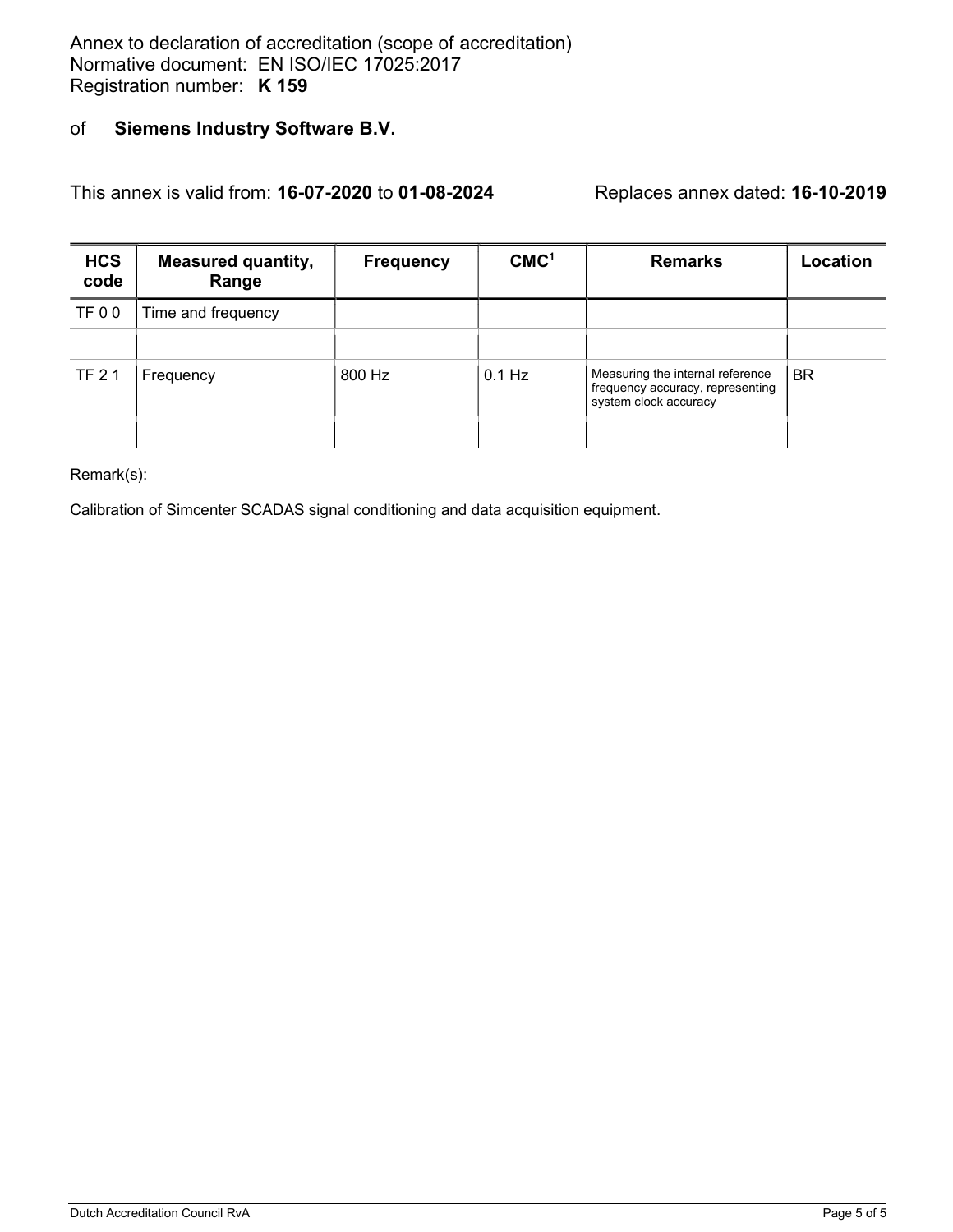Annex to declaration of accreditation (scope of accreditation)
Normative document: EN ISO/IEC 17025:2017
Registration number: **K 159**

of **Siemens Industry Software B.V.**

This annex is valid from: **16-07-2020** to **01-08-2024** Replaces annex dated: **16-10-2019**

| HCS code | Measured quantity, Range | Frequency | CMC[1] | Remarks | Location |
|---|---|---|---|---|---|
| TF 0 0 | Time and frequency | | | | |
| | | | | | |
| TF 2 1 | Frequency | 800 Hz | 0.1 Hz | Measuring the internal reference frequency accuracy, representing system clock accuracy | BR |
| | | | | | |

Remark(s):

Calibration of Simcenter SCADAS signal conditioning and data acquisition equipment.